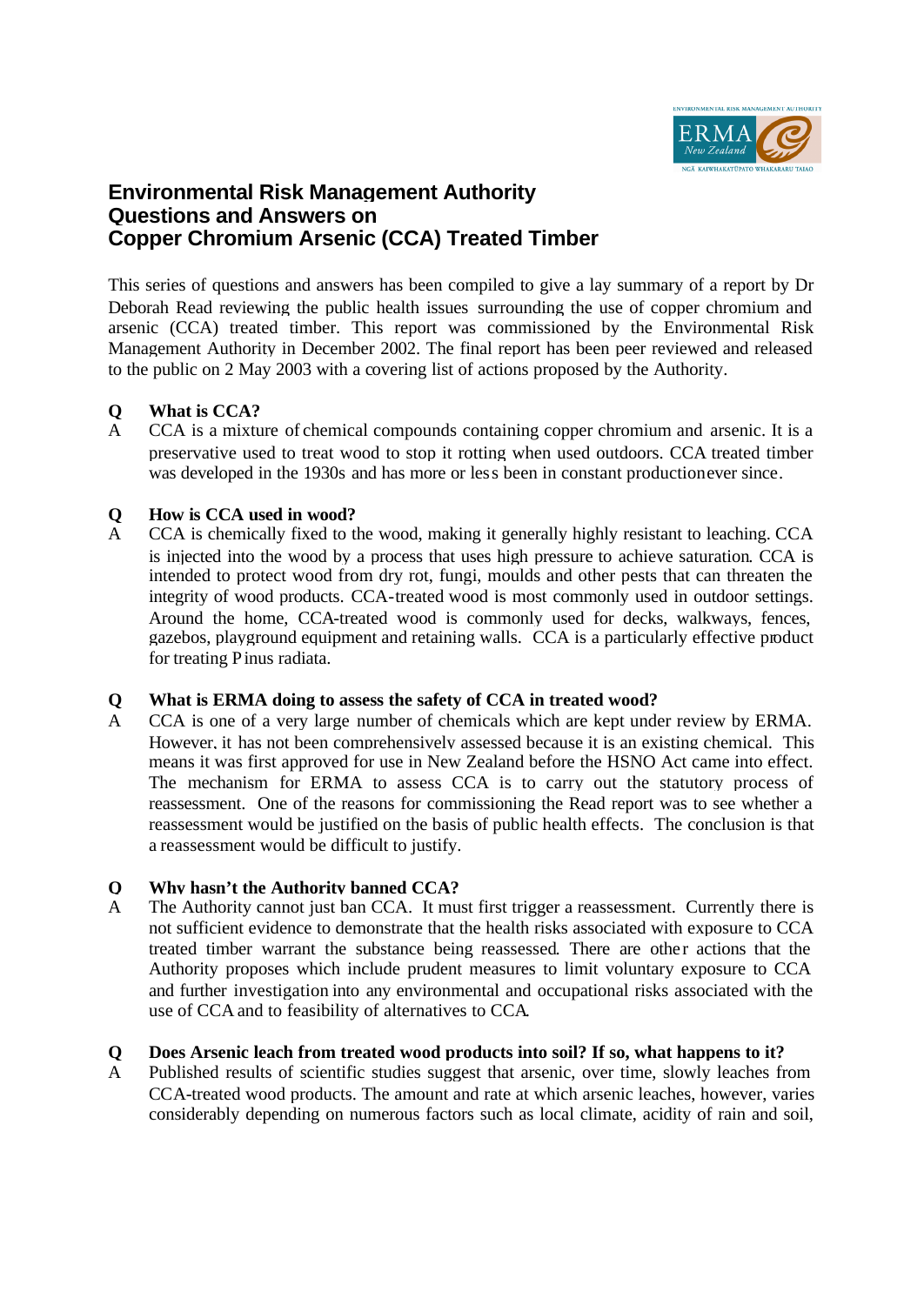# Environmental Risk Management Authority Questions and Answers on Copper Chromium Arsenic (CCA) Treated Timber

This series of questions and answers has been compiled to give a lay summary of a report by Dr Deborah Read reviewing the public health issues surrounding the use of copper chromium and arsenic (CCA) treated timber. This report was commissioned by the Environmental Risk Management Authority in December 2002. The final report has been peer reviewed and released to the public on 2 May 2003 with a covering list of actions proposed by the Authority.

**Q What is CCA?**

A CCA is a mixture of chemical compounds containing copper chromium and arsenic. It is a preservative used to treat wood to stop it rotting when used outdoors. CCA treated timber was developed in the 1930s and has more or less been in constant production ever since.

**Q How is CCA used in wood?**

A CCA is chemically fixed to the wood, making it generally highly resistant to leaching. CCA is injected into the wood by a process that uses high pressure to achieve saturation. CCA is intended to protect wood from dry rot, fungi, moulds and other pests that can threaten the integrity of wood products. CCA-treated wood is most commonly used in outdoor settings. Around the home, CCA-treated wood is commonly used for decks, walkways, fences, gazebos, playground equipment and retaining walls. CCA is a particularly effective product for treating Pinus radiata.

**Q What is ERMA doing to assess the safety of CCA in treated wood?**

A CCA is one of a very large number of chemicals which are kept under review by ERMA. However, it has not been comprehensively assessed because it is an existing chemical. This means it was first approved for use in New Zealand before the HSNO Act came into effect. The mechanism for ERMA to assess CCA is to carry out the statutory process of reassessment. One of the reasons for commissioning the Read report was to see whether a reassessment would be justified on the basis of public health effects. The conclusion is that a reassessment would be difficult to justify.

**Q Why hasn't the Authority banned CCA?**

A The Authority cannot just ban CCA. It must first trigger a reassessment. Currently there is not sufficient evidence to demonstrate that the health risks associated with exposure to CCA treated timber warrant the substance being reassessed. There are other actions that the Authority proposes which include prudent measures to limit voluntary exposure to CCA and further investigation into any environmental and occupational risks associated with the use of CCA and to feasibility of alternatives to CCA.

**Q Does Arsenic leach from treated wood products into soil? If so, what happens to it?**

A Published results of scientific studies suggest that arsenic, over time, slowly leaches from CCA-treated wood products. The amount and rate at which arsenic leaches, however, varies considerably depending on numerous factors such as local climate, acidity of rain and soil,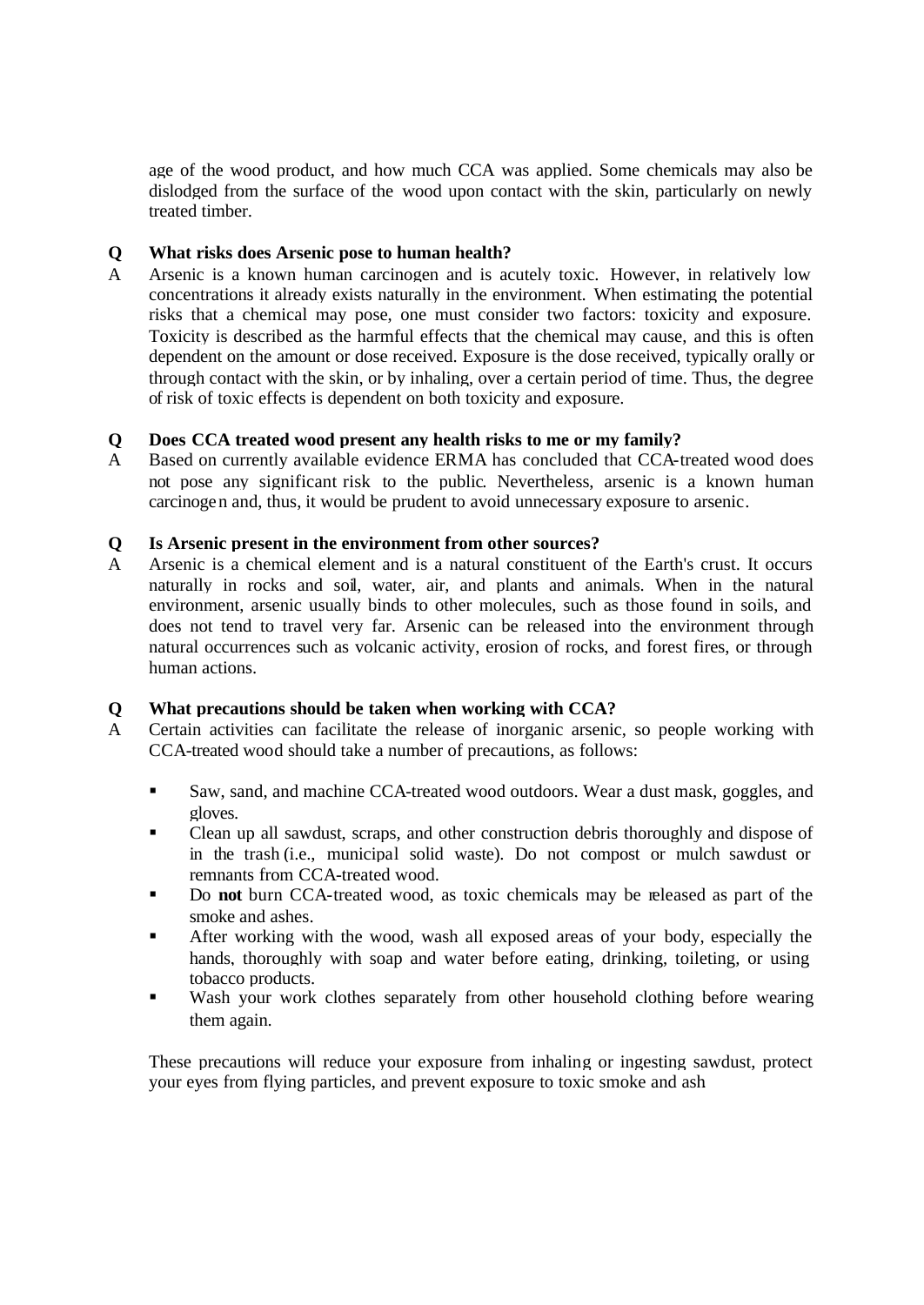age of the wood product, and how much CCA was applied. Some chemicals may also be dislodged from the surface of the wood upon contact with the skin, particularly on newly treated timber.

**Q What risks does Arsenic pose to human health?**

A Arsenic is a known human carcinogen and is acutely toxic. However, in relatively low concentrations it already exists naturally in the environment. When estimating the potential risks that a chemical may pose, one must consider two factors: toxicity and exposure. Toxicity is described as the harmful effects that the chemical may cause, and this is often dependent on the amount or dose received. Exposure is the dose received, typically orally or through contact with the skin, or by inhaling, over a certain period of time. Thus, the degree of risk of toxic effects is dependent on both toxicity and exposure.

**Q Does CCA treated wood present any health risks to me or my family?**

A Based on currently available evidence ERMA has concluded that CCA-treated wood does not pose any significant risk to the public. Nevertheless, arsenic is a known human carcinogen and, thus, it would be prudent to avoid unnecessary exposure to arsenic.

**Q Is Arsenic present in the environment from other sources?**

A Arsenic is a chemical element and is a natural constituent of the Earth's crust. It occurs naturally in rocks and soil, water, air, and plants and animals. When in the natural environment, arsenic usually binds to other molecules, such as those found in soils, and does not tend to travel very far. Arsenic can be released into the environment through natural occurrences such as volcanic activity, erosion of rocks, and forest fires, or through human actions.

**Q What precautions should be taken when working with CCA?**

A Certain activities can facilitate the release of inorganic arsenic, so people working with CCA-treated wood should take a number of precautions, as follows:

- Saw, sand, and machine CCA-treated wood outdoors. Wear a dust mask, goggles, and gloves.
- Clean up all sawdust, scraps, and other construction debris thoroughly and dispose of in the trash (i.e., municipal solid waste). Do not compost or mulch sawdust or remnants from CCA-treated wood.
- Do **not** burn CCA-treated wood, as toxic chemicals may be released as part of the smoke and ashes.
- After working with the wood, wash all exposed areas of your body, especially the hands, thoroughly with soap and water before eating, drinking, toileting, or using tobacco products.
- Wash your work clothes separately from other household clothing before wearing them again.

These precautions will reduce your exposure from inhaling or ingesting sawdust, protect your eyes from flying particles, and prevent exposure to toxic smoke and ash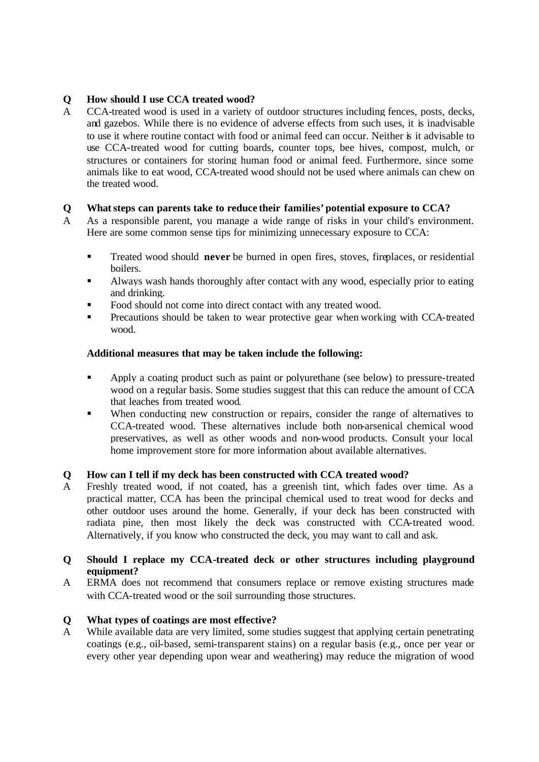**Q How should I use CCA treated wood?**

A CCA-treated wood is used in a variety of outdoor structures including fences, posts, decks, and gazebos. While there is no evidence of adverse effects from such uses, it is inadvisable to use it where routine contact with food or animal feed can occur. Neither is it advisable to use CCA-treated wood for cutting boards, counter tops, bee hives, compost, mulch, or structures or containers for storing human food or animal feed. Furthermore, since some animals like to eat wood, CCA-treated wood should not be used where animals can chew on the treated wood.

**Q What steps can parents take to reduce their families' potential exposure to CCA?**

A As a responsible parent, you manage a wide range of risks in your child's environment. Here are some common sense tips for minimizing unnecessary exposure to CCA:

- Treated wood should **never** be burned in open fires, stoves, fireplaces, or residential boilers.
- Always wash hands thoroughly after contact with any wood, especially prior to eating and drinking.
- Food should not come into direct contact with any treated wood.
- Precautions should be taken to wear protective gear when working with CCA-treated wood.

**Additional measures that may be taken include the following:**

- Apply a coating product such as paint or polyurethane (see below) to pressure-treated wood on a regular basis. Some studies suggest that this can reduce the amount of CCA that leaches from treated wood.
- When conducting new construction or repairs, consider the range of alternatives to CCA-treated wood. These alternatives include both non-arsenical chemical wood preservatives, as well as other woods and non-wood products. Consult your local home improvement store for more information about available alternatives.

**Q How can I tell if my deck has been constructed with CCA treated wood?**

A Freshly treated wood, if not coated, has a greenish tint, which fades over time. As a practical matter, CCA has been the principal chemical used to treat wood for decks and other outdoor uses around the home. Generally, if your deck has been constructed with radiata pine, then most likely the deck was constructed with CCA-treated wood. Alternatively, if you know who constructed the deck, you may want to call and ask.

**Q Should I replace my CCA-treated deck or other structures including playground equipment?**

A ERMA does not recommend that consumers replace or remove existing structures made with CCA-treated wood or the soil surrounding those structures.

**Q What types of coatings are most effective?**

A While available data are very limited, some studies suggest that applying certain penetrating coatings (e.g., oil-based, semi-transparent stains) on a regular basis (e.g., once per year or every other year depending upon wear and weathering) may reduce the migration of wood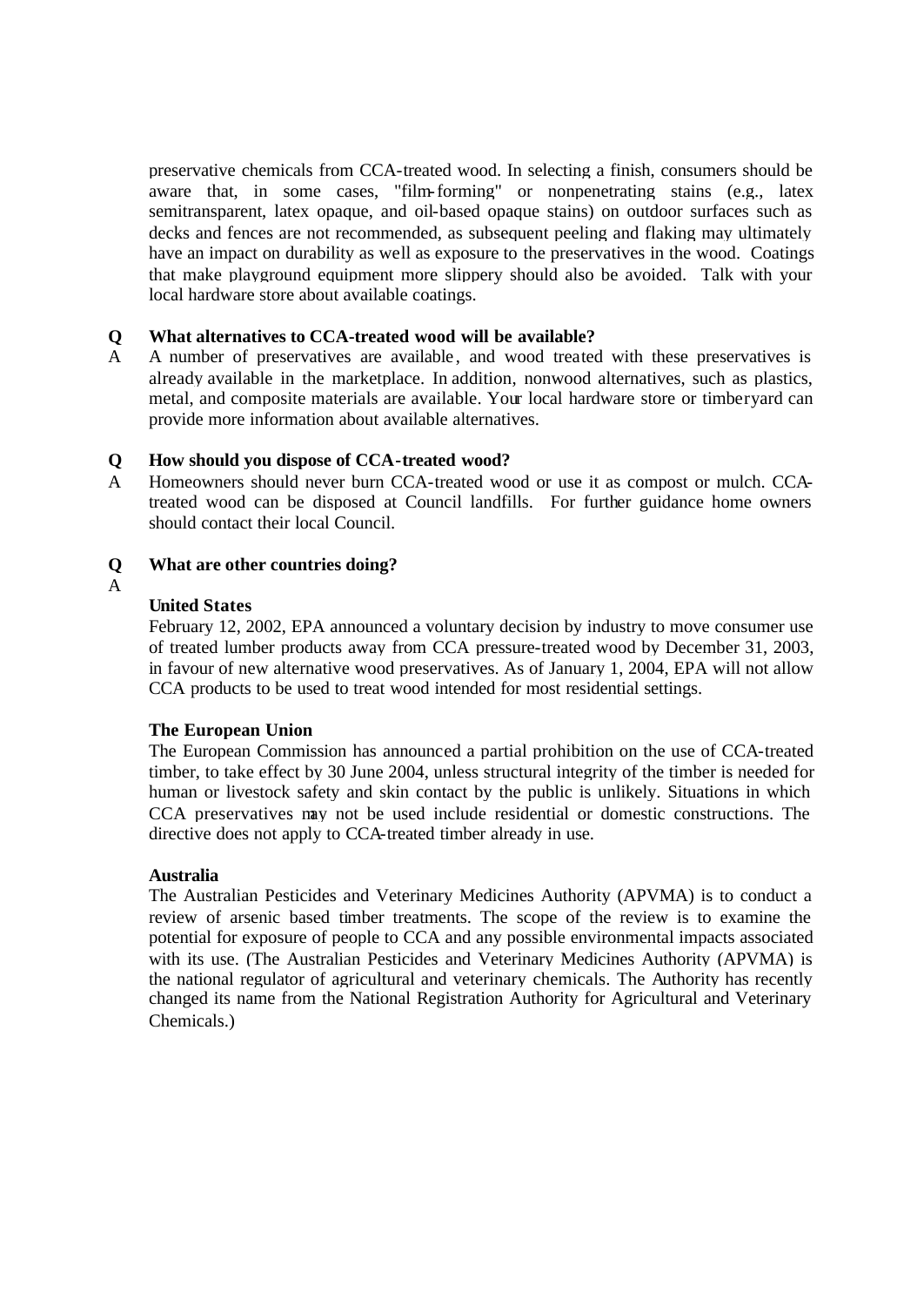preservative chemicals from CCA-treated wood. In selecting a finish, consumers should be aware that, in some cases, "film-forming" or nonpenetrating stains (e.g., latex semitransparent, latex opaque, and oil-based opaque stains) on outdoor surfaces such as decks and fences are not recommended, as subsequent peeling and flaking may ultimately have an impact on durability as well as exposure to the preservatives in the wood. Coatings that make playground equipment more slippery should also be avoided. Talk with your local hardware store about available coatings.

**Q What alternatives to CCA-treated wood will be available?**

A A number of preservatives are available, and wood treated with these preservatives is already available in the marketplace. In addition, nonwood alternatives, such as plastics, metal, and composite materials are available. Your local hardware store or timberyard can provide more information about available alternatives.

**Q How should you dispose of CCA-treated wood?**

A Homeowners should never burn CCA-treated wood or use it as compost or mulch. CCA-treated wood can be disposed at Council landfills. For further guidance home owners should contact their local Council.

**Q What are other countries doing?**

A

**United States**

February 12, 2002, EPA announced a voluntary decision by industry to move consumer use of treated lumber products away from CCA pressure-treated wood by December 31, 2003, in favour of new alternative wood preservatives. As of January 1, 2004, EPA will not allow CCA products to be used to treat wood intended for most residential settings.

**The European Union**

The European Commission has announced a partial prohibition on the use of CCA-treated timber, to take effect by 30 June 2004, unless structural integrity of the timber is needed for human or livestock safety and skin contact by the public is unlikely. Situations in which CCA preservatives may not be used include residential or domestic constructions. The directive does not apply to CCA-treated timber already in use.

**Australia**

The Australian Pesticides and Veterinary Medicines Authority (APVMA) is to conduct a review of arsenic based timber treatments. The scope of the review is to examine the potential for exposure of people to CCA and any possible environmental impacts associated with its use. (The Australian Pesticides and Veterinary Medicines Authority (APVMA) is the national regulator of agricultural and veterinary chemicals. The Authority has recently changed its name from the National Registration Authority for Agricultural and Veterinary Chemicals.)